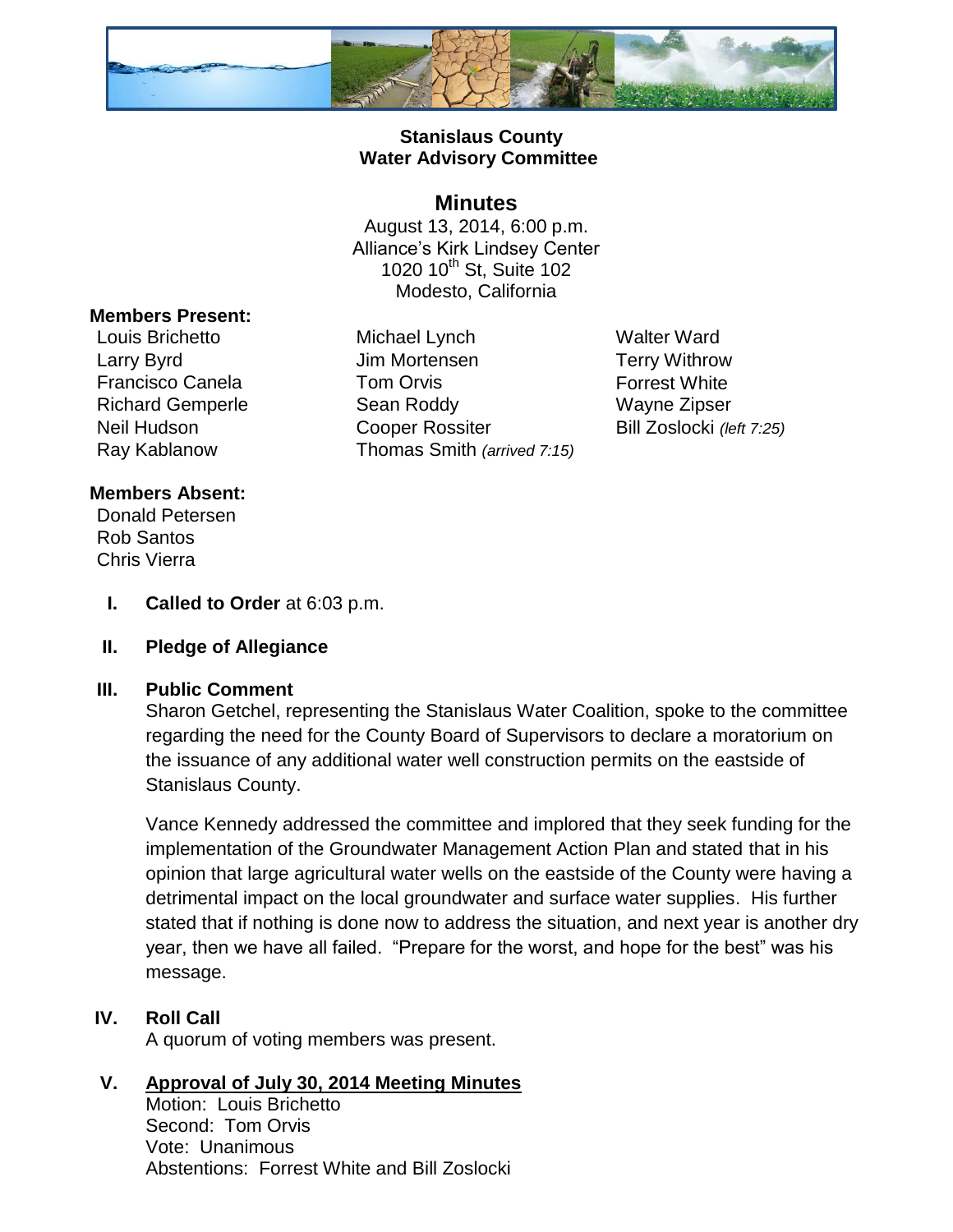**Stanislaus County**
**Water Advisory Committee**

# Minutes

August 13, 2014, 6:00 p.m.
Alliance's Kirk Lindsey Center
1020 10th St, Suite 102
Modesto, California

**Members Present:**

Louis Brichetto
Larry Byrd
Francisco Canela
Richard Gemperle
Neil Hudson
Ray Kablanow
Michael Lynch
Jim Mortensen
Tom Orvis
Sean Roddy
Cooper Rossiter
Thomas Smith *(arrived 7:15)*
Walter Ward
Terry Withrow
Forrest White
Wayne Zipser
Bill Zoslocki *(left 7:25)*

**Members Absent:**

Donald Petersen
Rob Santos
Chris Vierra

**I. Called to Order** at 6:03 p.m.

**II. Pledge of Allegiance**

**III. Public Comment**

Sharon Getchel, representing the Stanislaus Water Coalition, spoke to the committee regarding the need for the County Board of Supervisors to declare a moratorium on the issuance of any additional water well construction permits on the eastside of Stanislaus County.

Vance Kennedy addressed the committee and implored that they seek funding for the implementation of the Groundwater Management Action Plan and stated that in his opinion that large agricultural water wells on the eastside of the County were having a detrimental impact on the local groundwater and surface water supplies. His further stated that if nothing is done now to address the situation, and next year is another dry year, then we have all failed. "Prepare for the worst, and hope for the best" was his message.

**IV. Roll Call**

A quorum of voting members was present.

**V. <u>Approval of July 30, 2014 Meeting Minutes</u>**

Motion: Louis Brichetto
Second: Tom Orvis
Vote: Unanimous
Abstentions: Forrest White and Bill Zoslocki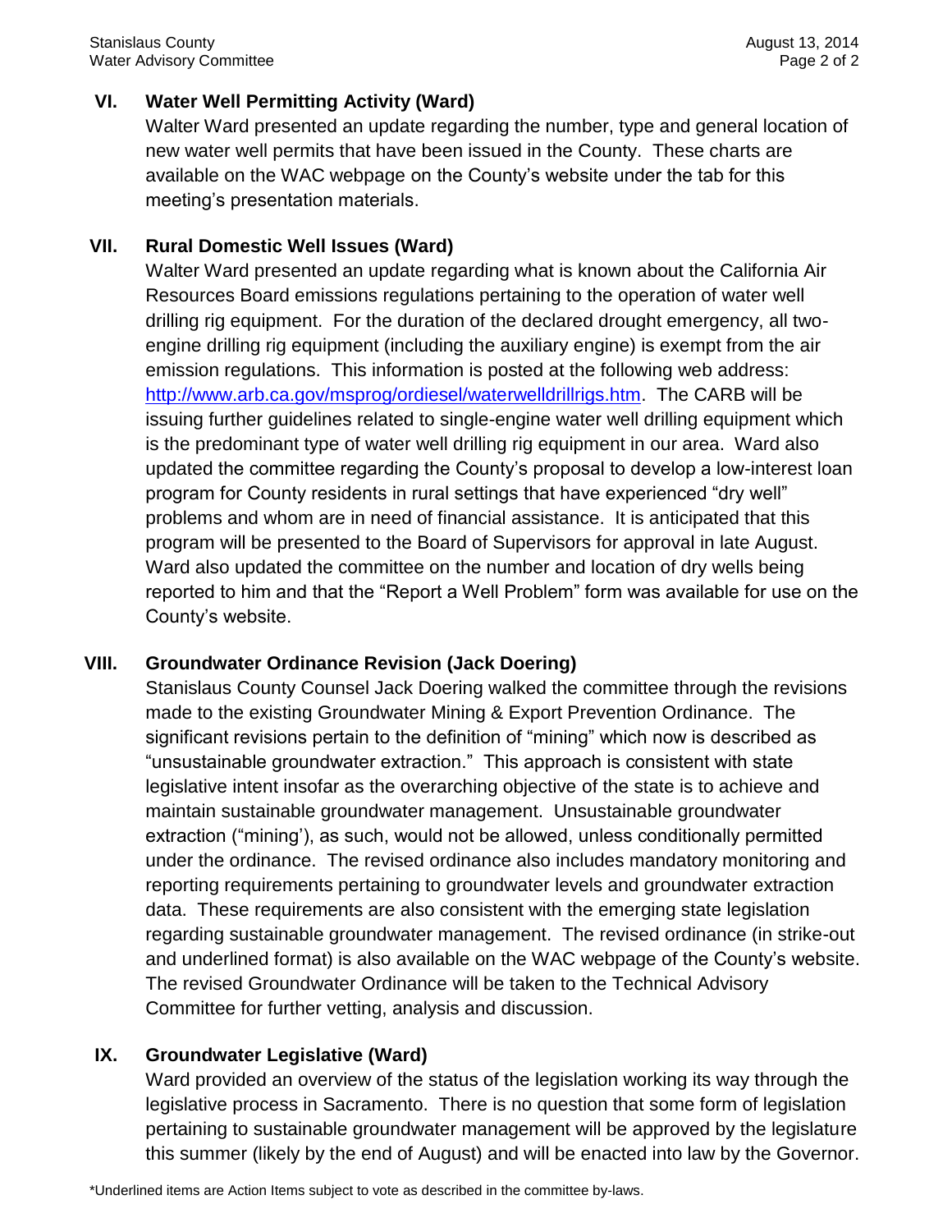## VI. Water Well Permitting Activity (Ward)

Walter Ward presented an update regarding the number, type and general location of new water well permits that have been issued in the County. These charts are available on the WAC webpage on the County's website under the tab for this meeting's presentation materials.

## VII. Rural Domestic Well Issues (Ward)

Walter Ward presented an update regarding what is known about the California Air Resources Board emissions regulations pertaining to the operation of water well drilling rig equipment. For the duration of the declared drought emergency, all two-engine drilling rig equipment (including the auxiliary engine) is exempt from the air emission regulations. This information is posted at the following web address: [http://www.arb.ca.gov/msprog/ordiesel/waterwelldrillrigs.htm](http://www.arb.ca.gov/msprog/ordiesel/waterwelldrillrigs.htm). The CARB will be issuing further guidelines related to single-engine water well drilling equipment which is the predominant type of water well drilling rig equipment in our area. Ward also updated the committee regarding the County's proposal to develop a low-interest loan program for County residents in rural settings that have experienced "dry well" problems and whom are in need of financial assistance. It is anticipated that this program will be presented to the Board of Supervisors for approval in late August. Ward also updated the committee on the number and location of dry wells being reported to him and that the "Report a Well Problem" form was available for use on the County's website.

## VIII. Groundwater Ordinance Revision (Jack Doering)

Stanislaus County Counsel Jack Doering walked the committee through the revisions made to the existing Groundwater Mining & Export Prevention Ordinance. The significant revisions pertain to the definition of "mining" which now is described as "unsustainable groundwater extraction." This approach is consistent with state legislative intent insofar as the overarching objective of the state is to achieve and maintain sustainable groundwater management. Unsustainable groundwater extraction ("mining'), as such, would not be allowed, unless conditionally permitted under the ordinance. The revised ordinance also includes mandatory monitoring and reporting requirements pertaining to groundwater levels and groundwater extraction data. These requirements are also consistent with the emerging state legislation regarding sustainable groundwater management. The revised ordinance (in strike-out and underlined format) is also available on the WAC webpage of the County's website. The revised Groundwater Ordinance will be taken to the Technical Advisory Committee for further vetting, analysis and discussion.

## IX. Groundwater Legislative (Ward)

Ward provided an overview of the status of the legislation working its way through the legislative process in Sacramento. There is no question that some form of legislation pertaining to sustainable groundwater management will be approved by the legislature this summer (likely by the end of August) and will be enacted into law by the Governor.

\*Underlined items are Action Items subject to vote as described in the committee by-laws.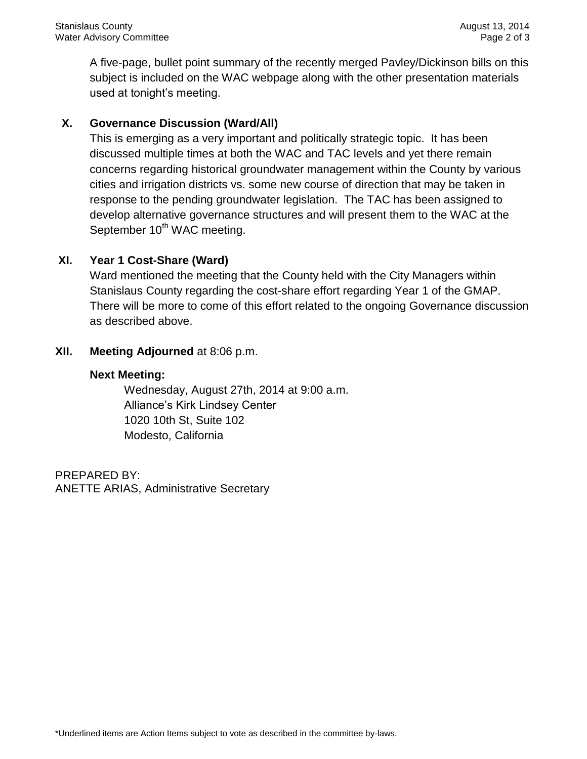A five-page, bullet point summary of the recently merged Pavley/Dickinson bills on this subject is included on the WAC webpage along with the other presentation materials used at tonight's meeting.

**X. Governance Discussion (Ward/All)**

This is emerging as a very important and politically strategic topic. It has been discussed multiple times at both the WAC and TAC levels and yet there remain concerns regarding historical groundwater management within the County by various cities and irrigation districts vs. some new course of direction that may be taken in response to the pending groundwater legislation. The TAC has been assigned to develop alternative governance structures and will present them to the WAC at the September 10th WAC meeting.

**XI. Year 1 Cost-Share (Ward)**

Ward mentioned the meeting that the County held with the City Managers within Stanislaus County regarding the cost-share effort regarding Year 1 of the GMAP. There will be more to come of this effort related to the ongoing Governance discussion as described above.

**XII. Meeting Adjourned** at 8:06 p.m.

**Next Meeting:**

Wednesday, August 27th, 2014 at 9:00 a.m.
Alliance's Kirk Lindsey Center
1020 10th St, Suite 102
Modesto, California

PREPARED BY:
ANETTE ARIAS, Administrative Secretary

*Underlined items are Action Items subject to vote as described in the committee by-laws.